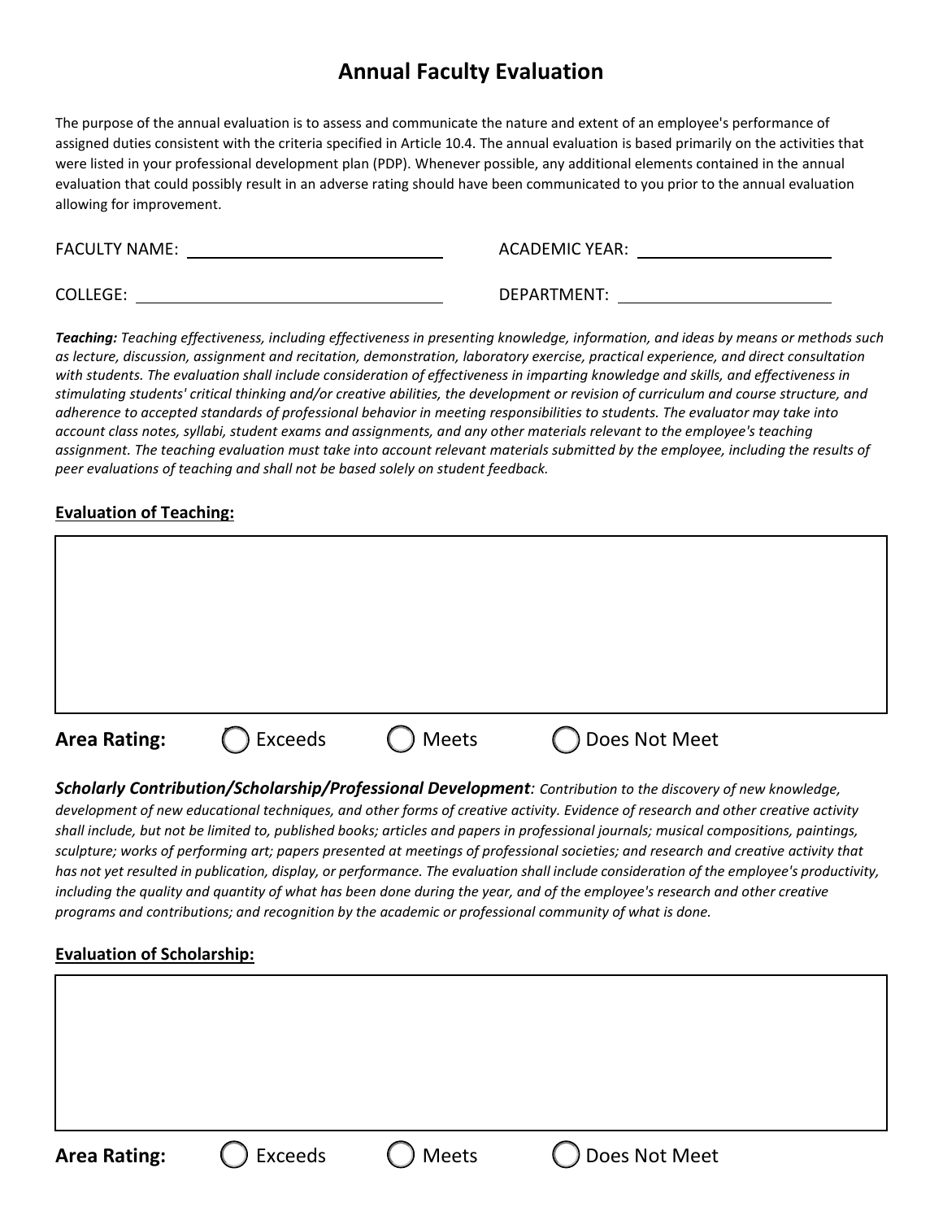# Annual Faculty Evaluation

The purpose of the annual evaluation is to assess and communicate the nature and extent of an employee's performance of assigned duties consistent with the criteria specified in Article 10.4. The annual evaluation is based primarily on the activities that were listed in your professional development plan (PDP). Whenever possible, any additional elements contained in the annual evaluation that could possibly result in an adverse rating should have been communicated to you prior to the annual evaluation allowing for improvement.

FACULTY NAME: ______________________ ACADEMIC YEAR: ______________________

COLLEGE: ______________________ DEPARTMENT: ______________________

***Teaching:*** *Teaching effectiveness, including effectiveness in presenting knowledge, information, and ideas by means or methods such as lecture, discussion, assignment and recitation, demonstration, laboratory exercise, practical experience, and direct consultation with students. The evaluation shall include consideration of effectiveness in imparting knowledge and skills, and effectiveness in stimulating students' critical thinking and/or creative abilities, the development or revision of curriculum and course structure, and adherence to accepted standards of professional behavior in meeting responsibilities to students. The evaluator may take into account class notes, syllabi, student exams and assignments, and any other materials relevant to the employee's teaching assignment. The teaching evaluation must take into account relevant materials submitted by the employee, including the results of peer evaluations of teaching and shall not be based solely on student feedback.*

**Evaluation of Teaching:**

**Area Rating:** ◯ Exceeds ◯ Meets ◯ Does Not Meet

***Scholarly Contribution/Scholarship/Professional Development****: Contribution to the discovery of new knowledge, development of new educational techniques, and other forms of creative activity. Evidence of research and other creative activity shall include, but not be limited to, published books; articles and papers in professional journals; musical compositions, paintings, sculpture; works of performing art; papers presented at meetings of professional societies; and research and creative activity that has not yet resulted in publication, display, or performance. The evaluation shall include consideration of the employee's productivity, including the quality and quantity of what has been done during the year, and of the employee's research and other creative programs and contributions; and recognition by the academic or professional community of what is done.*

**Evaluation of Scholarship:**

**Area Rating:** ◯ Exceeds ◯ Meets ◯ Does Not Meet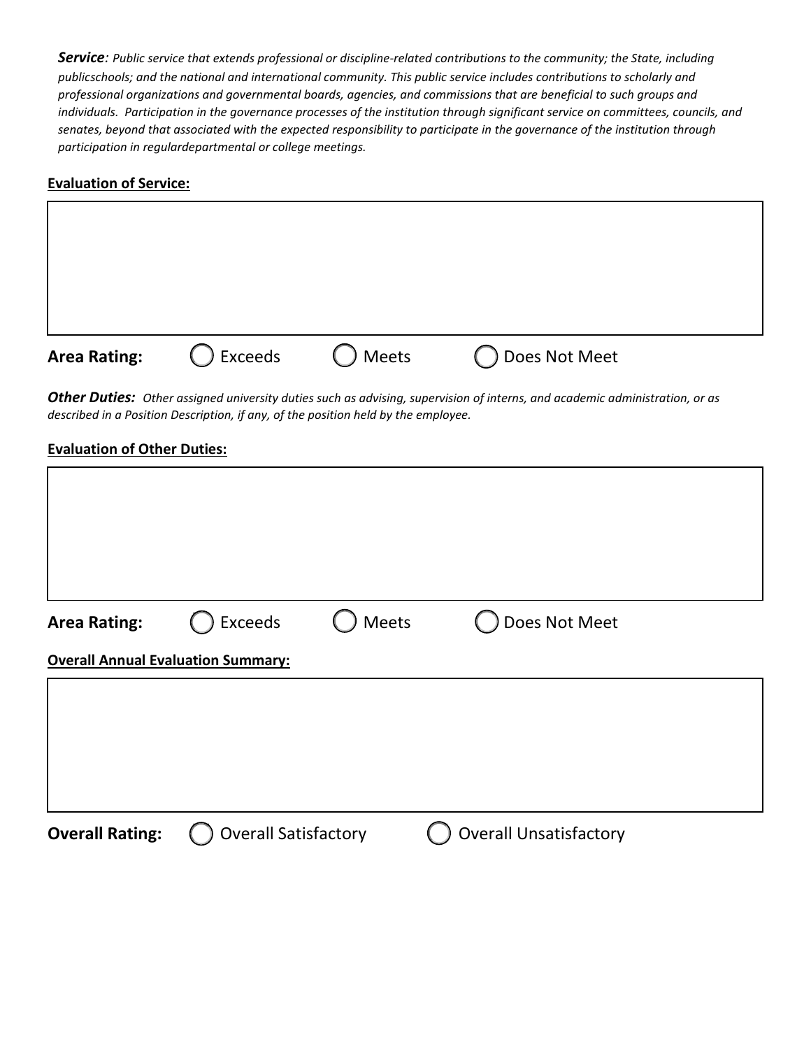***Service****: Public service that extends professional or discipline-related contributions to the community; the State, including publicschools; and the national and international community. This public service includes contributions to scholarly and professional organizations and governmental boards, agencies, and commissions that are beneficial to such groups and individuals. Participation in the governance processes of the institution through significant service on committees, councils, and senates, beyond that associated with the expected responsibility to participate in the governance of the institution through participation in regulardepartmental or college meetings.*

**Evaluation of Service:**

**Area Rating:** ◯ Exceeds ◯ Meets ◯ Does Not Meet

***Other Duties:*** *Other assigned university duties such as advising, supervision of interns, and academic administration, or as described in a Position Description, if any, of the position held by the employee.*

**Evaluation of Other Duties:**

**Area Rating:** ◯ Exceeds ◯ Meets ◯ Does Not Meet

**Overall Annual Evaluation Summary:**

**Overall Rating:** ◯ Overall Satisfactory ◯ Overall Unsatisfactory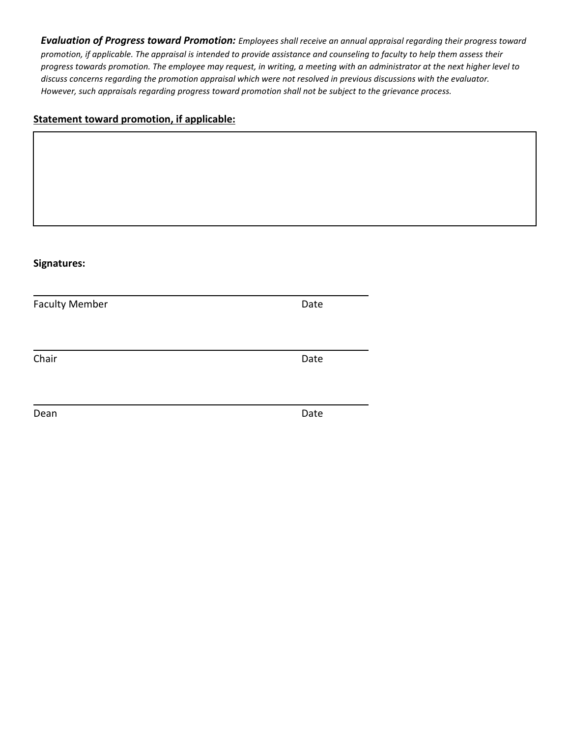***Evaluation of Progress toward Promotion:*** *Employees shall receive an annual appraisal regarding their progress toward promotion, if applicable. The appraisal is intended to provide assistance and counseling to faculty to help them assess their progress towards promotion. The employee may request, in writing, a meeting with an administrator at the next higher level to discuss concerns regarding the promotion appraisal which were not resolved in previous discussions with the evaluator. However, such appraisals regarding progress toward promotion shall not be subject to the grievance process.*

**Statement toward promotion, if applicable:**

**Signatures:**

Faculty Member　　　　　　　　　　Date

Chair　　　　　　　　　　Date

Dean　　　　　　　　　　Date